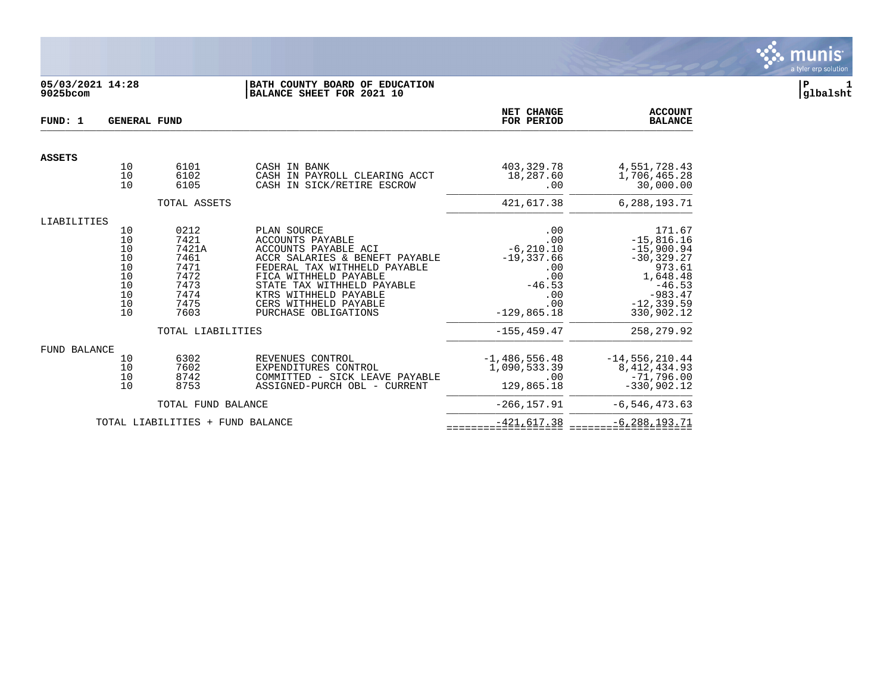**05/03/2021 14:28**
**9025bcom**

**BATH COUNTY BOARD OF EDUCATION**
**BALANCE SHEET FOR 2021 10**

**P 1**
**glbalsht**

| FUND: 1 | GENERAL FUND | | | NET CHANGE FOR PERIOD | ACCOUNT BALANCE |
|---|---|---|---|---|---|
| **ASSETS** | | | | | |
| | 10 | 6101 | CASH IN BANK | 403,329.78 | 4,551,728.43 |
| | 10 | 6102 | CASH IN PAYROLL CLEARING ACCT | 18,287.60 | 1,706,465.28 |
| | 10 | 6105 | CASH IN SICK/RETIRE ESCROW | .00 | 30,000.00 |
| | | TOTAL ASSETS | | 421,617.38 | 6,288,193.71 |
| LIABILITIES | | | | | |
| | 10 | 0212 | PLAN SOURCE | .00 | 171.67 |
| | 10 | 7421 | ACCOUNTS PAYABLE | .00 | -15,816.16 |
| | 10 | 7421A | ACCOUNTS PAYABLE ACI | -6,210.10 | -15,900.94 |
| | 10 | 7461 | ACCR SALARIES & BENEFT PAYABLE | -19,337.66 | -30,329.27 |
| | 10 | 7471 | FEDERAL TAX WITHHELD PAYABLE | .00 | 973.61 |
| | 10 | 7472 | FICA WITHHELD PAYABLE | .00 | 1,648.48 |
| | 10 | 7473 | STATE TAX WITHHELD PAYABLE | -46.53 | -46.53 |
| | 10 | 7474 | KTRS WITHHELD PAYABLE | .00 | -983.47 |
| | 10 | 7475 | CERS WITHHELD PAYABLE | .00 | -12,339.59 |
| | 10 | 7603 | PURCHASE OBLIGATIONS | -129,865.18 | 330,902.12 |
| | | TOTAL LIABILITIES | | -155,459.47 | 258,279.92 |
| FUND BALANCE | | | | | |
| | 10 | 6302 | REVENUES CONTROL | -1,486,556.48 | -14,556,210.44 |
| | 10 | 7602 | EXPENDITURES CONTROL | 1,090,533.39 | 8,412,434.93 |
| | 10 | 8742 | COMMITTED - SICK LEAVE PAYABLE | .00 | -71,796.00 |
| | 10 | 8753 | ASSIGNED-PURCH OBL - CURRENT | 129,865.18 | -330,902.12 |
| | | TOTAL FUND BALANCE | | -266,157.91 | -6,546,473.63 |
| | TOTAL LIABILITIES + FUND BALANCE | | | -421,617.38 | -6,288,193.71 |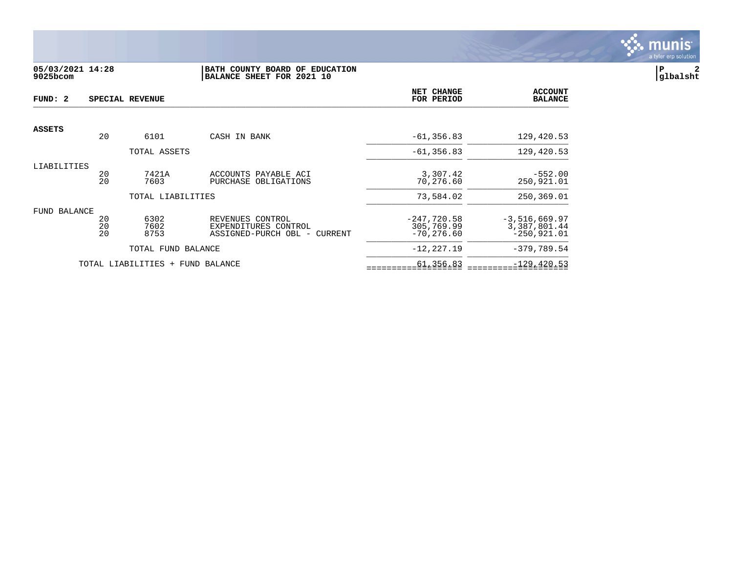**05/03/2021 14:28** **BATH COUNTY BOARD OF EDUCATION**
**9025bcom** **BALANCE SHEET FOR 2021 10**

**glbalsht**

| **FUND: 2** | | | **SPECIAL REVENUE** | **NET CHANGE FOR PERIOD** | **ACCOUNT BALANCE** |
|---|---|---|---|---|---|
| **ASSETS** | | | | | |
| | 20 | 6101 | CASH IN BANK | -61,356.83 | 129,420.53 |
| | | TOTAL ASSETS | | -61,356.83 | 129,420.53 |
| LIABILITIES | | | | | |
| | 20 | 7421A | ACCOUNTS PAYABLE ACI | 3,307.42 | -552.00 |
| | 20 | 7603 | PURCHASE OBLIGATIONS | 70,276.60 | 250,921.01 |
| | | TOTAL LIABILITIES | | 73,584.02 | 250,369.01 |
| FUND BALANCE | | | | | |
| | 20 | 6302 | REVENUES CONTROL | -247,720.58 | -3,516,669.97 |
| | 20 | 7602 | EXPENDITURES CONTROL | 305,769.99 | 3,387,801.44 |
| | 20 | 8753 | ASSIGNED-PURCH OBL - CURRENT | -70,276.60 | -250,921.01 |
| | | TOTAL FUND BALANCE | | -12,227.19 | -379,789.54 |
| | TOTAL LIABILITIES + FUND BALANCE | | | 61,356.83 | -129,420.53 |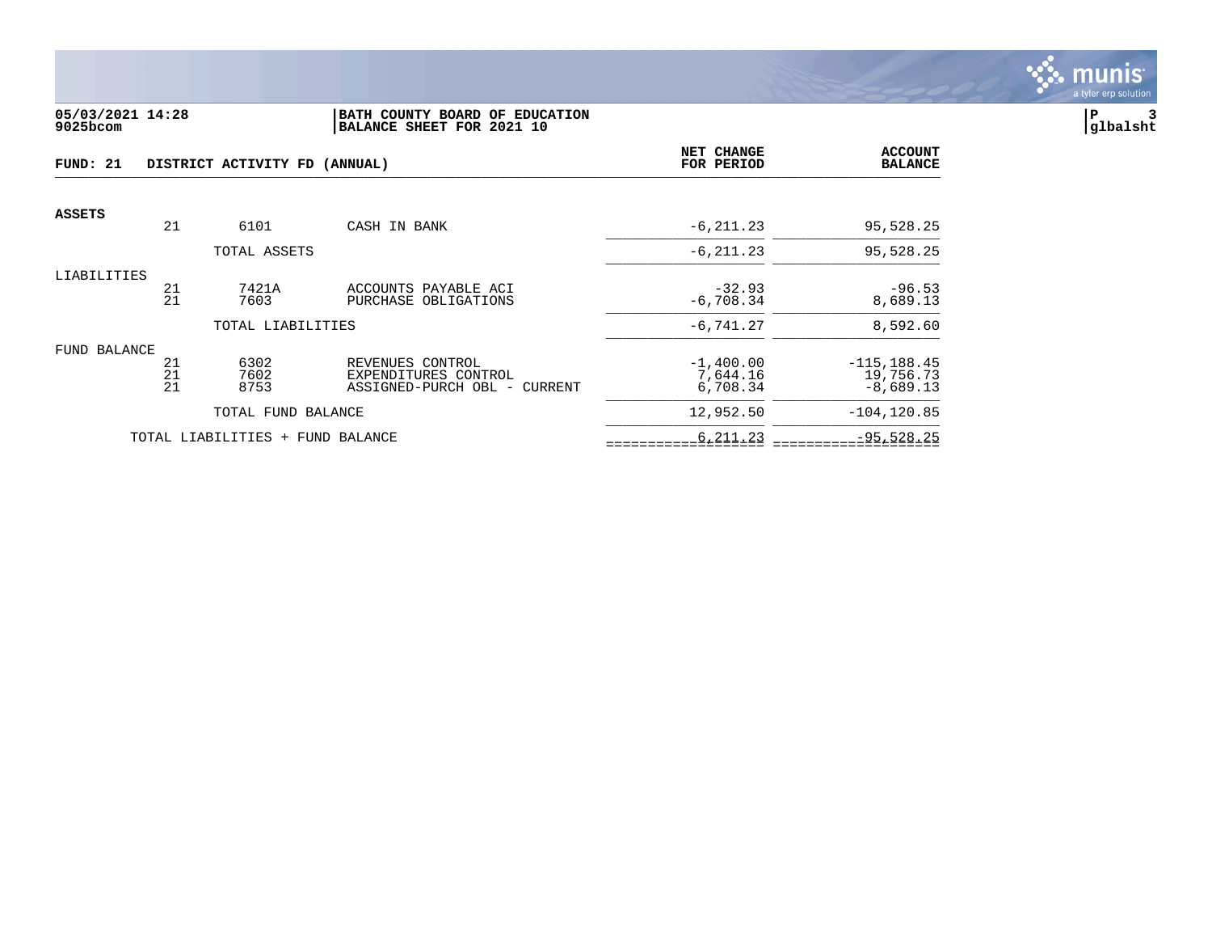**05/03/2021 14:28**
**9025bcom**

**BATH COUNTY BOARD OF EDUCATION**
**BALANCE SHEET FOR 2021 10**

**P 3**
**glbalsht**

| **FUND: 21** | **DISTRICT ACTIVITY FD (ANNUAL)** | | | **NET CHANGE FOR PERIOD** | **ACCOUNT BALANCE** |
|---|---|---|---|---|---|
| **ASSETS** | | | | | |
| | 21 | 6101 | CASH IN BANK | -6,211.23 | 95,528.25 |
| | | TOTAL ASSETS | | -6,211.23 | 95,528.25 |
| LIABILITIES | | | | | |
| | 21 | 7421A | ACCOUNTS PAYABLE ACI | -32.93 | -96.53 |
| | 21 | 7603 | PURCHASE OBLIGATIONS | -6,708.34 | 8,689.13 |
| | | TOTAL LIABILITIES | | -6,741.27 | 8,592.60 |
| FUND BALANCE | | | | | |
| | 21 | 6302 | REVENUES CONTROL | -1,400.00 | -115,188.45 |
| | 21 | 7602 | EXPENDITURES CONTROL | 7,644.16 | 19,756.73 |
| | 21 | 8753 | ASSIGNED-PURCH OBL - CURRENT | 6,708.34 | -8,689.13 |
| | | TOTAL FUND BALANCE | | 12,952.50 | -104,120.85 |
| | TOTAL LIABILITIES + FUND BALANCE | | | 6,211.23 | -95,528.25 |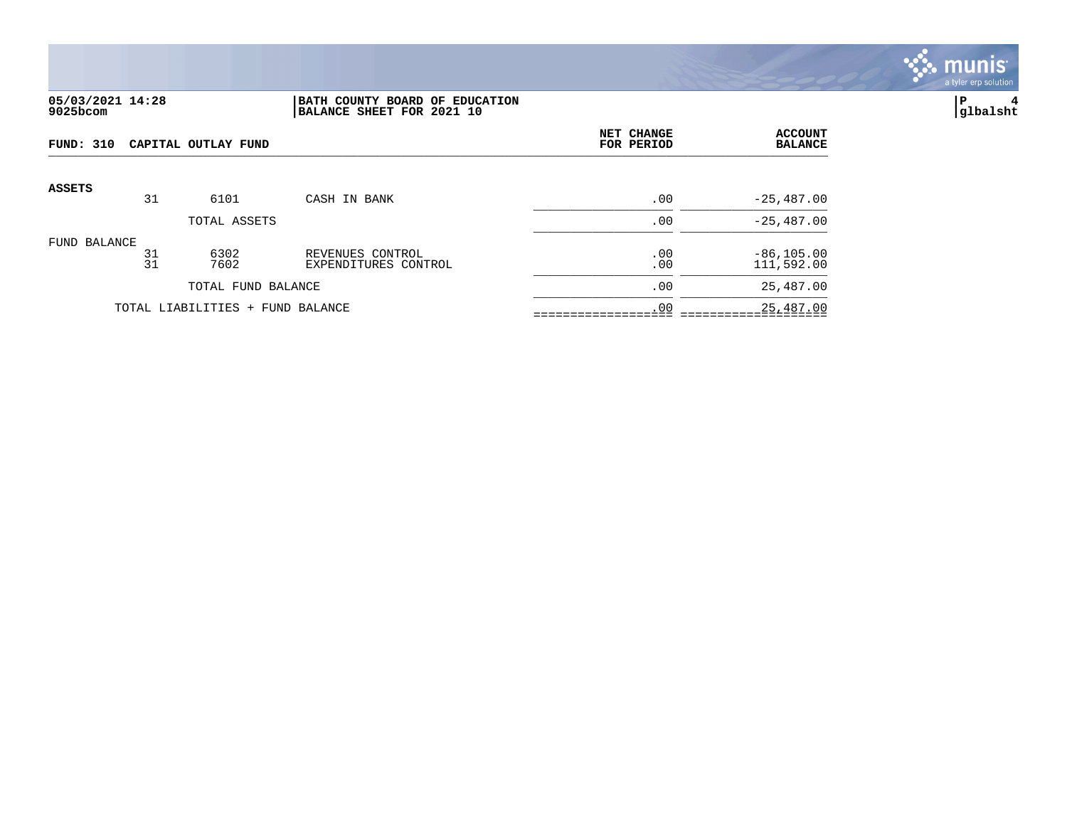05/03/2021 14:28
9025bcom

**BATH COUNTY BOARD OF EDUCATION**
**BALANCE SHEET FOR 2021 10**

P 4
glbalsht

| FUND: 310 CAPITAL OUTLAY FUND | | | | NET CHANGE FOR PERIOD | ACCOUNT BALANCE |
|---|---|---|---|---|---|
| **ASSETS** | | | | | |
| | 31 | 6101 | CASH IN BANK | .00 | -25,487.00 |
| | | TOTAL ASSETS | | .00 | -25,487.00 |
| FUND BALANCE | | | | | |
| | 31 | 6302 | REVENUES CONTROL | .00 | -86,105.00 |
| | 31 | 7602 | EXPENDITURES CONTROL | .00 | 111,592.00 |
| | | TOTAL FUND BALANCE | | .00 | 25,487.00 |
| | TOTAL LIABILITIES + FUND BALANCE | | | .00 | 25,487.00 |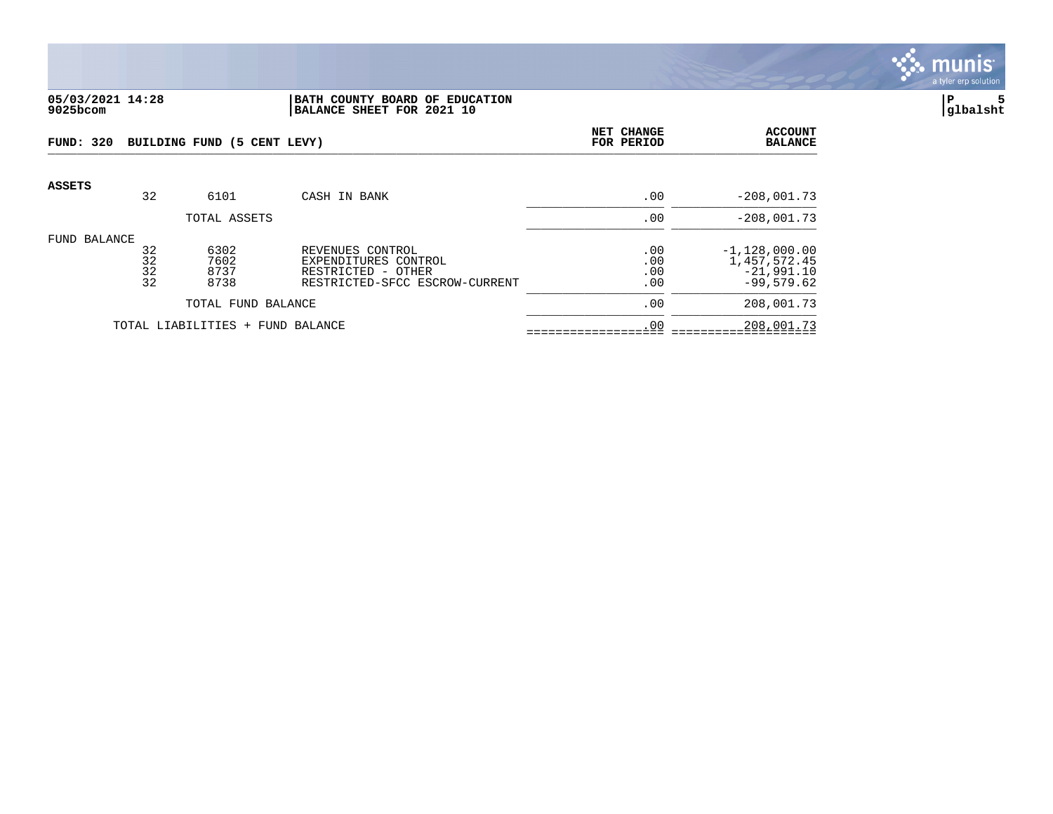05/03/2021 14:28
9025bcom

**BATH COUNTY BOARD OF EDUCATION**
**BALANCE SHEET FOR 2021 10**

P 5
glbalsht

**FUND: 320 BUILDING FUND (5 CENT LEVY)**

| | | | | NET CHANGE FOR PERIOD | ACCOUNT BALANCE |
|---|---|---|---|---|---|
| **ASSETS** | | | | | |
| | 32 | 6101 | CASH IN BANK | .00 | -208,001.73 |
| | | TOTAL ASSETS | | .00 | -208,001.73 |
| FUND BALANCE | | | | | |
| | 32 | 6302 | REVENUES CONTROL | .00 | -1,128,000.00 |
| | 32 | 7602 | EXPENDITURES CONTROL | .00 | 1,457,572.45 |
| | 32 | 8737 | RESTRICTED - OTHER | .00 | -21,991.10 |
| | 32 | 8738 | RESTRICTED-SFCC ESCROW-CURRENT | .00 | -99,579.62 |
| | | TOTAL FUND BALANCE | | .00 | 208,001.73 |
| | | TOTAL LIABILITIES + FUND BALANCE | | .00 | 208,001.73 |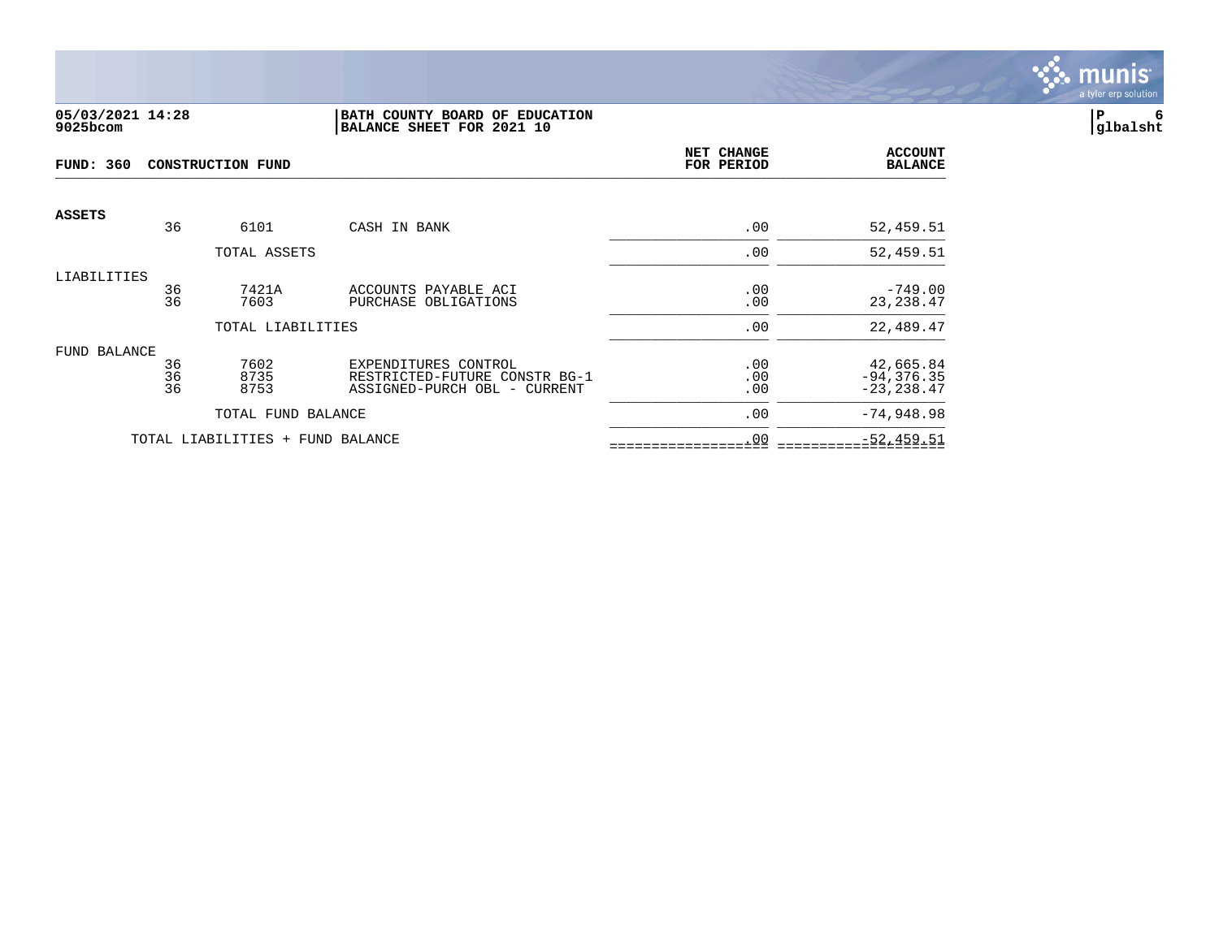05/03/2021 14:28
9025bcom

**BATH COUNTY BOARD OF EDUCATION**
**BALANCE SHEET FOR 2021 10**

P 6
glbalsht

**FUND: 360 CONSTRUCTION FUND**

| | | | | NET CHANGE FOR PERIOD | ACCOUNT BALANCE |
|---|---|---|---|---|---|
| **ASSETS** | | | | | |
| | 36 | 6101 | CASH IN BANK | .00 | 52,459.51 |
| | | TOTAL ASSETS | | .00 | 52,459.51 |
| LIABILITIES | | | | | |
| | 36 | 7421A | ACCOUNTS PAYABLE ACI | .00 | -749.00 |
| | 36 | 7603 | PURCHASE OBLIGATIONS | .00 | 23,238.47 |
| | | TOTAL LIABILITIES | | .00 | 22,489.47 |
| FUND BALANCE | | | | | |
| | 36 | 7602 | EXPENDITURES CONTROL | .00 | 42,665.84 |
| | 36 | 8735 | RESTRICTED-FUTURE CONSTR BG-1 | .00 | -94,376.35 |
| | 36 | 8753 | ASSIGNED-PURCH OBL - CURRENT | .00 | -23,238.47 |
| | | TOTAL FUND BALANCE | | .00 | -74,948.98 |
| | TOTAL LIABILITIES + FUND BALANCE | | | .00 | -52,459.51 |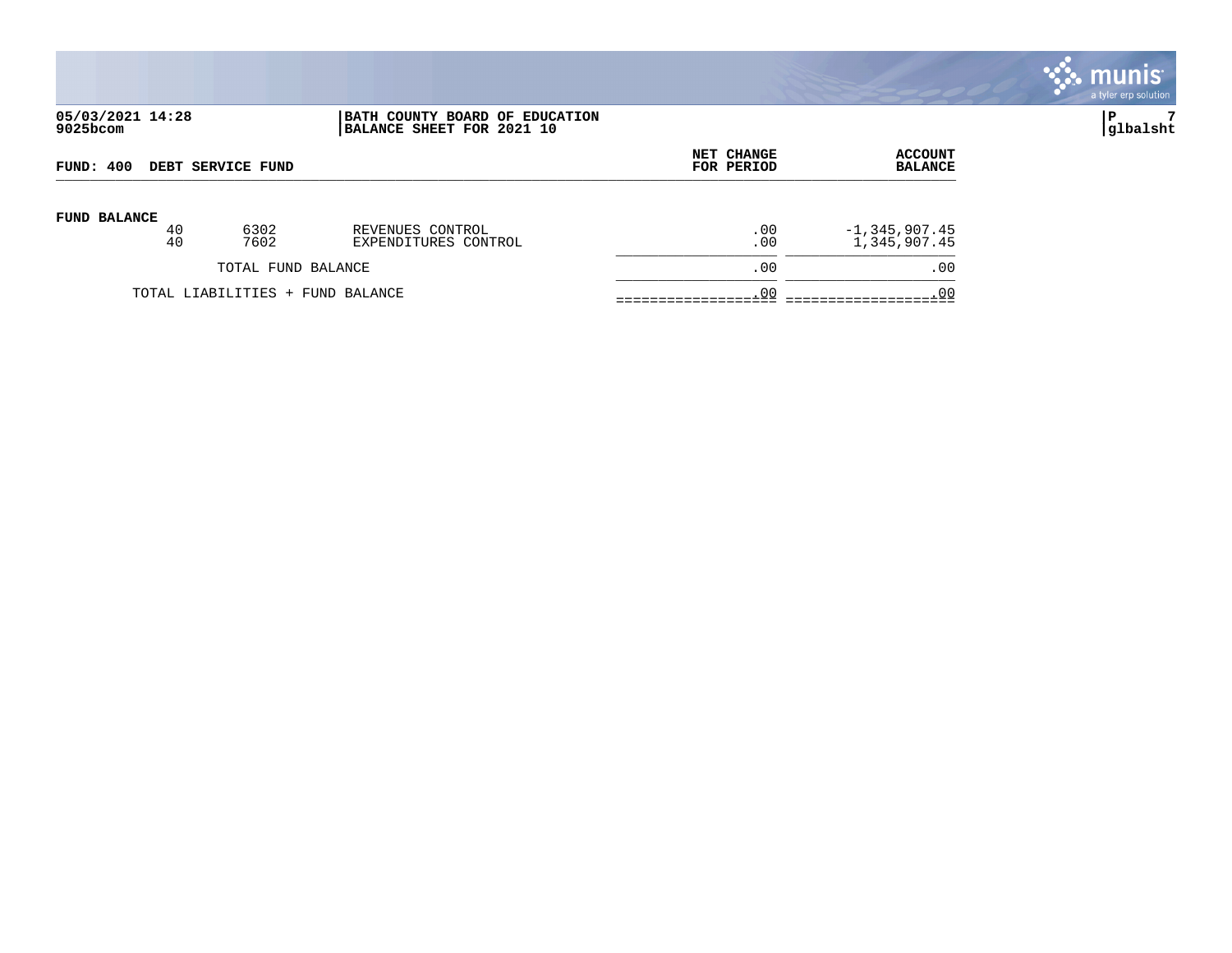05/03/2021 14:28
9025bcom

**BATH COUNTY BOARD OF EDUCATION**
**BALANCE SHEET FOR 2021 10**

P 7
glbalsht

**FUND: 400 DEBT SERVICE FUND**

| | | | | NET CHANGE FOR PERIOD | ACCOUNT BALANCE |
|---|---|---|---|---|---|
| **FUND BALANCE** | | | | | |
| | 40 | 6302 | REVENUES CONTROL | .00 | -1,345,907.45 |
| | 40 | 7602 | EXPENDITURES CONTROL | .00 | 1,345,907.45 |
| | TOTAL FUND BALANCE | | | .00 | .00 |
| | TOTAL LIABILITIES + FUND BALANCE | | | .00 | .00 |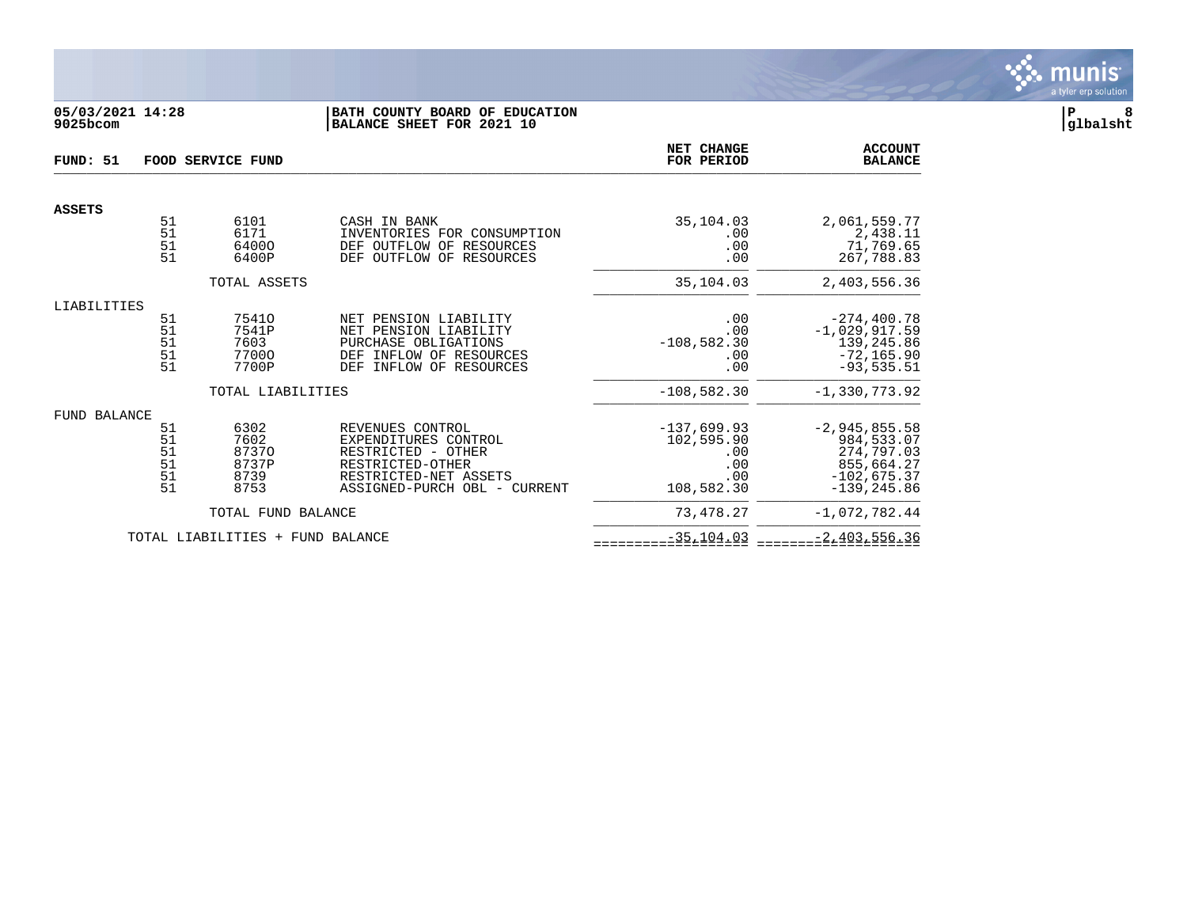**05/03/2021 14:28**
**9025bcom**

**BATH COUNTY BOARD OF EDUCATION**
**BALANCE SHEET FOR 2021 10**

**P 8**
**glbalsht**

| FUND: 51 | FOOD SERVICE FUND | | | NET CHANGE FOR PERIOD | ACCOUNT BALANCE |
|---|---|---|---|---|---|
| **ASSETS** | | | | | |
| | 51 | 6101 | CASH IN BANK | 35,104.03 | 2,061,559.77 |
| | 51 | 6171 | INVENTORIES FOR CONSUMPTION | .00 | 2,438.11 |
| | 51 | 6400O | DEF OUTFLOW OF RESOURCES | .00 | 71,769.65 |
| | 51 | 6400P | DEF OUTFLOW OF RESOURCES | .00 | 267,788.83 |
| | | TOTAL ASSETS | | 35,104.03 | 2,403,556.36 |
| LIABILITIES | | | | | |
| | 51 | 7541O | NET PENSION LIABILITY | .00 | -274,400.78 |
| | 51 | 7541P | NET PENSION LIABILITY | .00 | -1,029,917.59 |
| | 51 | 7603 | PURCHASE OBLIGATIONS | -108,582.30 | 139,245.86 |
| | 51 | 7700O | DEF INFLOW OF RESOURCES | .00 | -72,165.90 |
| | 51 | 7700P | DEF INFLOW OF RESOURCES | .00 | -93,535.51 |
| | | TOTAL LIABILITIES | | -108,582.30 | -1,330,773.92 |
| FUND BALANCE | | | | | |
| | 51 | 6302 | REVENUES CONTROL | -137,699.93 | -2,945,855.58 |
| | 51 | 7602 | EXPENDITURES CONTROL | 102,595.90 | 984,533.07 |
| | 51 | 8737O | RESTRICTED - OTHER | .00 | 274,797.03 |
| | 51 | 8737P | RESTRICTED-OTHER | .00 | 855,664.27 |
| | 51 | 8739 | RESTRICTED-NET ASSETS | .00 | -102,675.37 |
| | 51 | 8753 | ASSIGNED-PURCH OBL - CURRENT | 108,582.30 | -139,245.86 |
| | | TOTAL FUND BALANCE | | 73,478.27 | -1,072,782.44 |
| | TOTAL LIABILITIES + FUND BALANCE | | | -35,104.03 | -2,403,556.36 |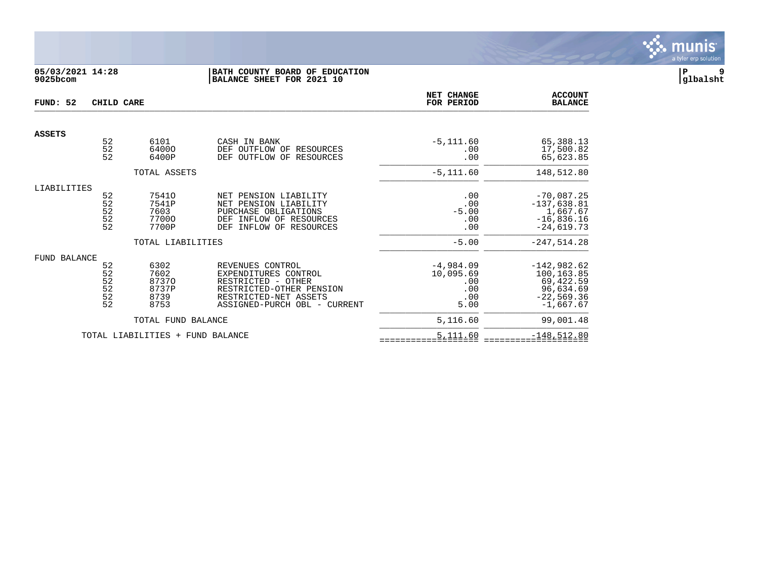**05/03/2021 14:28**
**9025bcom**

**BATH COUNTY BOARD OF EDUCATION**
**BALANCE SHEET FOR 2021 10**

**glbalsht**

| FUND: 52 CHILD CARE | | | | NET CHANGE FOR PERIOD | ACCOUNT BALANCE |
|---|---|---|---|---|---|
| **ASSETS** | | | | | |
| | 52 | 6101 | CASH IN BANK | -5,111.60 | 65,388.13 |
| | 52 | 6400O | DEF OUTFLOW OF RESOURCES | .00 | 17,500.82 |
| | 52 | 6400P | DEF OUTFLOW OF RESOURCES | .00 | 65,623.85 |
| | | TOTAL ASSETS | | -5,111.60 | 148,512.80 |
| LIABILITIES | | | | | |
| | 52 | 7541O | NET PENSION LIABILITY | .00 | -70,087.25 |
| | 52 | 7541P | NET PENSION LIABILITY | .00 | -137,638.81 |
| | 52 | 7603 | PURCHASE OBLIGATIONS | -5.00 | 1,667.67 |
| | 52 | 7700O | DEF INFLOW OF RESOURCES | .00 | -16,836.16 |
| | 52 | 7700P | DEF INFLOW OF RESOURCES | .00 | -24,619.73 |
| | | TOTAL LIABILITIES | | -5.00 | -247,514.28 |
| FUND BALANCE | | | | | |
| | 52 | 6302 | REVENUES CONTROL | -4,984.09 | -142,982.62 |
| | 52 | 7602 | EXPENDITURES CONTROL | 10,095.69 | 100,163.85 |
| | 52 | 8737O | RESTRICTED - OTHER | .00 | 69,422.59 |
| | 52 | 8737P | RESTRICTED-OTHER PENSION | .00 | 96,634.69 |
| | 52 | 8739 | RESTRICTED-NET ASSETS | .00 | -22,569.36 |
| | 52 | 8753 | ASSIGNED-PURCH OBL - CURRENT | 5.00 | -1,667.67 |
| | | TOTAL FUND BALANCE | | 5,116.60 | 99,001.48 |
| | TOTAL LIABILITIES + FUND BALANCE | | | 5,111.60 | -148,512.80 |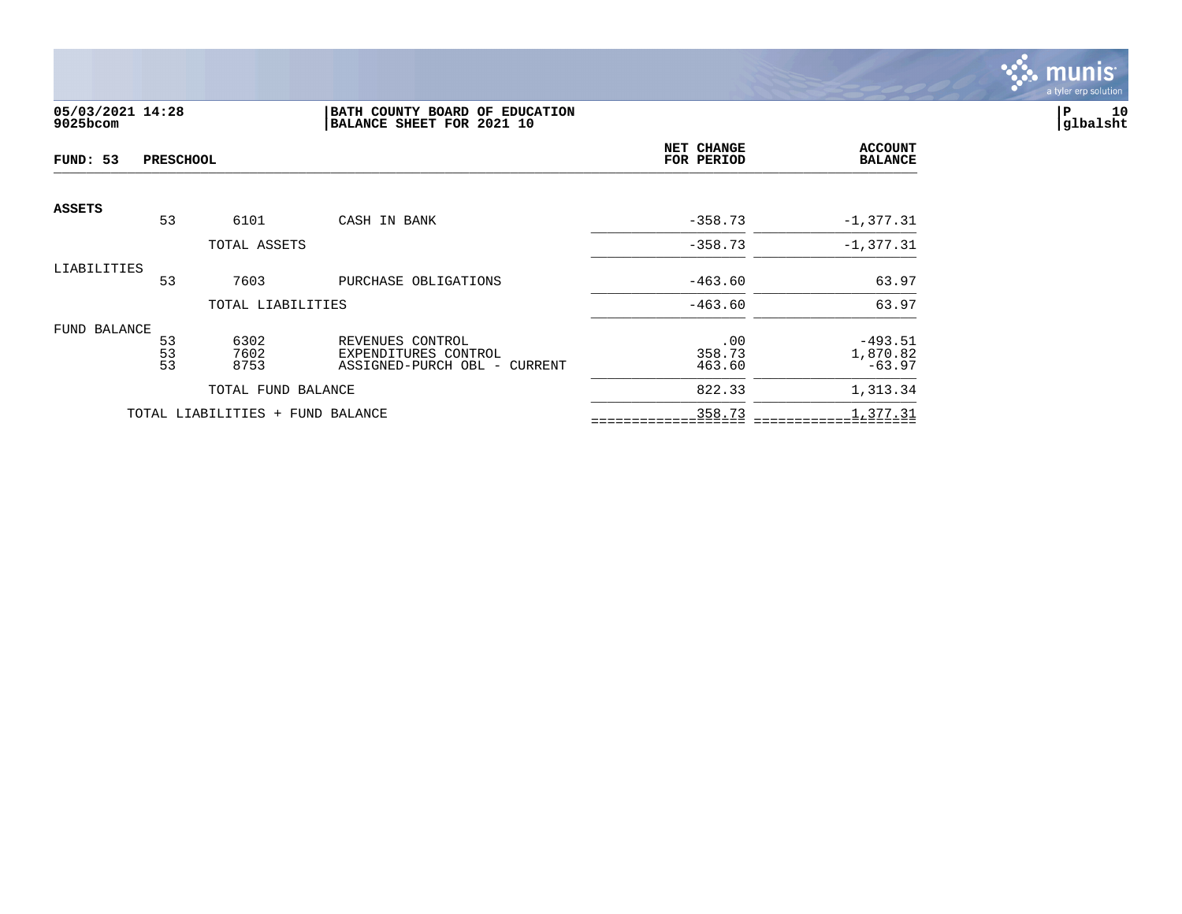05/03/2021 14:28
9025bcom

BATH COUNTY BOARD OF EDUCATION
BALANCE SHEET FOR 2021 10

glbalsht

| FUND: 53 PRESCHOOL | | | | NET CHANGE FOR PERIOD | ACCOUNT BALANCE |
|---|---|---|---|---|---|
| **ASSETS** | | | | | |
| | 53 | 6101 | CASH IN BANK | -358.73 | -1,377.31 |
| | | TOTAL ASSETS | | -358.73 | -1,377.31 |
| LIABILITIES | | | | | |
| | 53 | 7603 | PURCHASE OBLIGATIONS | -463.60 | 63.97 |
| | | TOTAL LIABILITIES | | -463.60 | 63.97 |
| FUND BALANCE | | | | | |
| | 53 | 6302 | REVENUES CONTROL | .00 | -493.51 |
| | 53 | 7602 | EXPENDITURES CONTROL | 358.73 | 1,870.82 |
| | 53 | 8753 | ASSIGNED-PURCH OBL - CURRENT | 463.60 | -63.97 |
| | | TOTAL FUND BALANCE | | 822.33 | 1,313.34 |
| | TOTAL LIABILITIES + FUND BALANCE | | | 358.73 | 1,377.31 |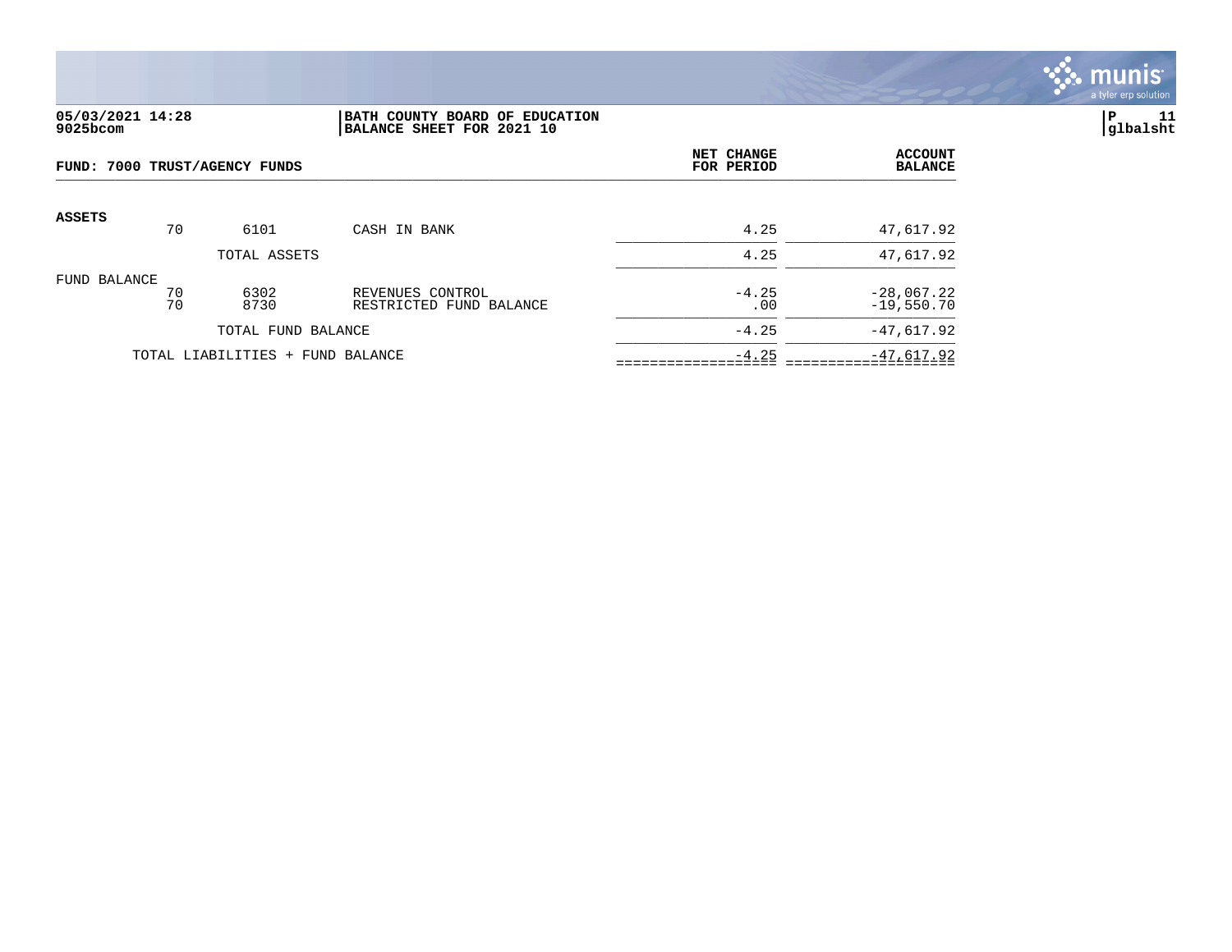**05/03/2021 14:28**
**9025bcom**

**BATH COUNTY BOARD OF EDUCATION**
**BALANCE SHEET FOR 2021 10**

**P 11**
**glbalsht**

**FUND: 7000 TRUST/AGENCY FUNDS**

| | | | | NET CHANGE FOR PERIOD | ACCOUNT BALANCE |
|---|---|---|---|---|---|
| **ASSETS** | 70 | 6101 | CASH IN BANK | 4.25 | 47,617.92 |
| | | TOTAL ASSETS | | 4.25 | 47,617.92 |
| FUND BALANCE | 70 | 6302 | REVENUES CONTROL | -4.25 | -28,067.22 |
| | 70 | 8730 | RESTRICTED FUND BALANCE | .00 | -19,550.70 |
| | | TOTAL FUND BALANCE | | -4.25 | -47,617.92 |
| | TOTAL LIABILITIES + FUND BALANCE | | | -4.25 | -47,617.92 |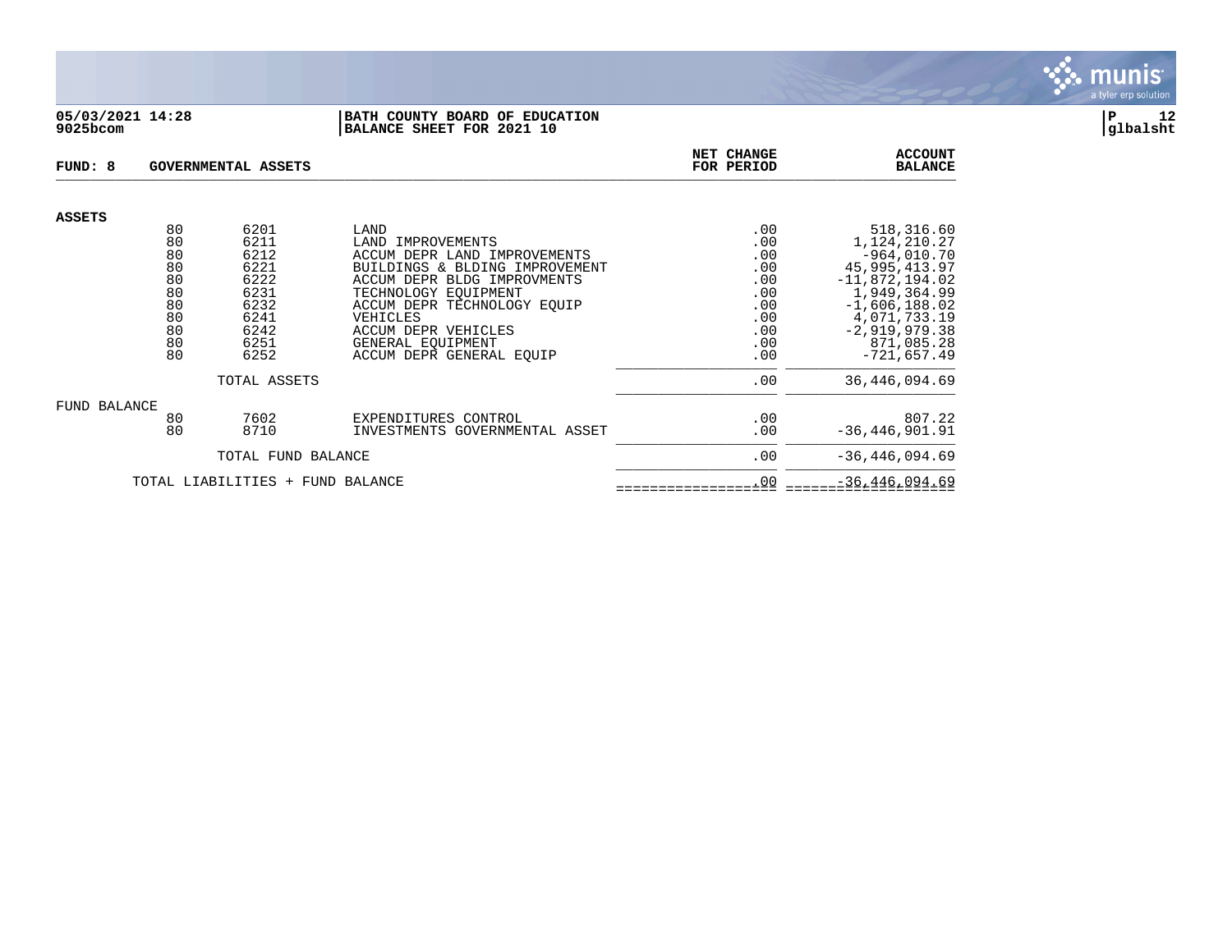05/03/2021 14:28
9025bcom

**BATH COUNTY BOARD OF EDUCATION**
**BALANCE SHEET FOR 2021 10**

P 12
glbalsht

**FUND: 8 GOVERNMENTAL ASSETS**

| | | | | NET CHANGE FOR PERIOD | ACCOUNT BALANCE |
|---|---|---|---|---|---|
| **ASSETS** | | | | | |
| | 80 | 6201 | LAND | .00 | 518,316.60 |
| | 80 | 6211 | LAND IMPROVEMENTS | .00 | 1,124,210.27 |
| | 80 | 6212 | ACCUM DEPR LAND IMPROVEMENTS | .00 | -964,010.70 |
| | 80 | 6221 | BUILDINGS & BLDING IMPROVEMENT | .00 | 45,995,413.97 |
| | 80 | 6222 | ACCUM DEPR BLDG IMPROVMENTS | .00 | -11,872,194.02 |
| | 80 | 6231 | TECHNOLOGY EQUIPMENT | .00 | 1,949,364.99 |
| | 80 | 6232 | ACCUM DEPR TECHNOLOGY EQUIP | .00 | -1,606,188.02 |
| | 80 | 6241 | VEHICLES | .00 | 4,071,733.19 |
| | 80 | 6242 | ACCUM DEPR VEHICLES | .00 | -2,919,979.38 |
| | 80 | 6251 | GENERAL EQUIPMENT | .00 | 871,085.28 |
| | 80 | 6252 | ACCUM DEPR GENERAL EQUIP | .00 | -721,657.49 |
| | | TOTAL ASSETS | | .00 | 36,446,094.69 |
| FUND BALANCE | | | | | |
| | 80 | 7602 | EXPENDITURES CONTROL | .00 | 807.22 |
| | 80 | 8710 | INVESTMENTS GOVERNMENTAL ASSET | .00 | -36,446,901.91 |
| | | TOTAL FUND BALANCE | | .00 | -36,446,094.69 |
| TOTAL LIABILITIES + FUND BALANCE | | | | .00 | -36,446,094.69 |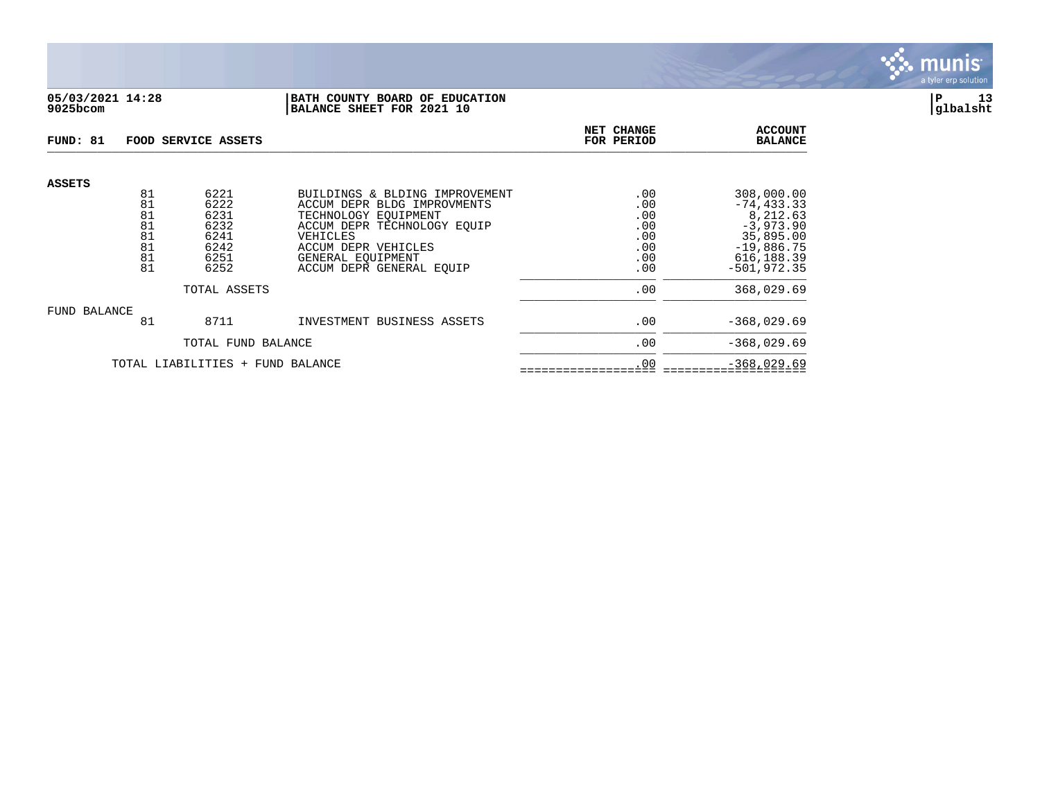**05/03/2021 14:28**
**9025bcom**

**BATH COUNTY BOARD OF EDUCATION**
**BALANCE SHEET FOR 2021 10**

**P 13**
**glbalsht**

| FUND: 81 | FOOD SERVICE ASSETS | | | NET CHANGE FOR PERIOD | ACCOUNT BALANCE |
|---|---|---|---|---|---|
| **ASSETS** | | | | | |
| | 81 | 6221 | BUILDINGS & BLDING IMPROVEMENT | .00 | 308,000.00 |
| | 81 | 6222 | ACCUM DEPR BLDG IMPROVMENTS | .00 | -74,433.33 |
| | 81 | 6231 | TECHNOLOGY EQUIPMENT | .00 | 8,212.63 |
| | 81 | 6232 | ACCUM DEPR TECHNOLOGY EQUIP | .00 | -3,973.90 |
| | 81 | 6241 | VEHICLES | .00 | 35,895.00 |
| | 81 | 6242 | ACCUM DEPR VEHICLES | .00 | -19,886.75 |
| | 81 | 6251 | GENERAL EQUIPMENT | .00 | 616,188.39 |
| | 81 | 6252 | ACCUM DEPR GENERAL EQUIP | .00 | -501,972.35 |
| | | TOTAL ASSETS | | .00 | 368,029.69 |
| FUND BALANCE | | | | | |
| | 81 | 8711 | INVESTMENT BUSINESS ASSETS | .00 | -368,029.69 |
| | | TOTAL FUND BALANCE | | .00 | -368,029.69 |
| | TOTAL LIABILITIES + FUND BALANCE | | | .00 | -368,029.69 |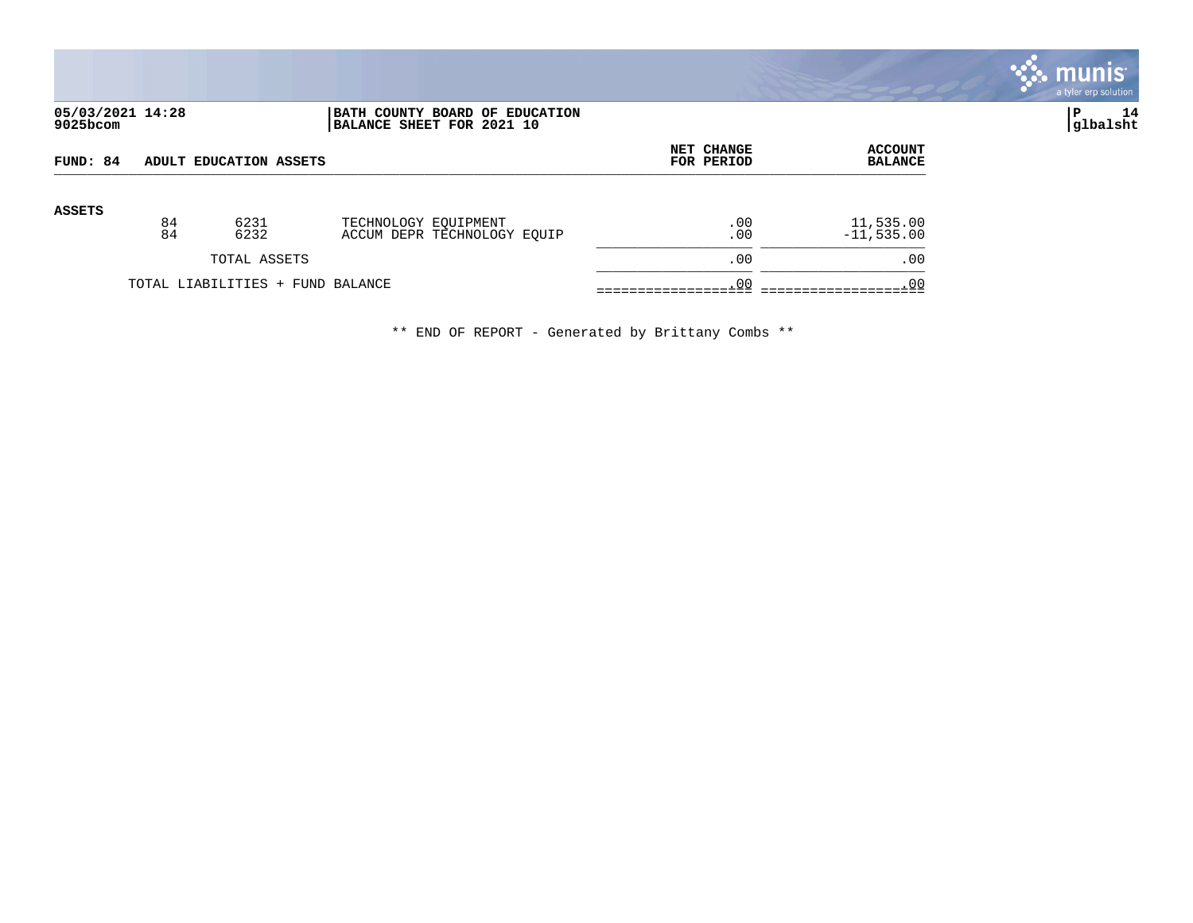**BATH COUNTY BOARD OF EDUCATION**
**BALANCE SHEET FOR 2021 10**

05/03/2021 14:28
9025bcom

glbalsht

**FUND: 84 ADULT EDUCATION ASSETS**

| | | | | NET CHANGE FOR PERIOD | ACCOUNT BALANCE |
|---|---|---|---|---|---|
| **ASSETS** | 84 | 6231 | TECHNOLOGY EQUIPMENT | .00 | 11,535.00 |
| | 84 | 6232 | ACCUM DEPR TECHNOLOGY EQUIP | .00 | -11,535.00 |
| | TOTAL ASSETS | | | .00 | .00 |
| | TOTAL LIABILITIES + FUND BALANCE | | | .00 | .00 |

** END OF REPORT - Generated by Brittany Combs **